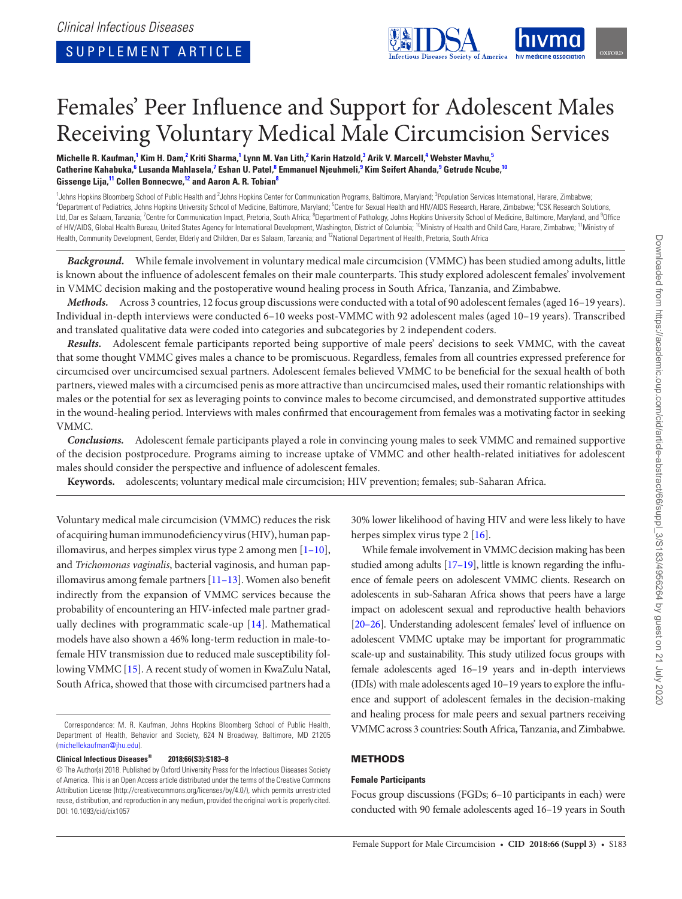Clinical Infectious Diseases

SUPPLEMENT ARTICLE

# Females' Peer Influence and Support for Adolescent Males Receiving Voluntary Medical Male Circumcision Services

**Michelle R. Kaufman,[1] Kim H. Dam,[2] Kriti Sharma,[1] Lynn M. Van Lith,[2] Karin Hatzold,[3] Arik V. Marcell,[4] Webster Mavhu,[5] Catherine Kahabuka,[6] Lusanda Mahlasela,[7] Eshan U. Patel,[8] Emmanuel Njeuhmeli,[9] Kim Seifert Ahanda,[9] Getrude Ncube,[10] Gissenge Lija,[11] Collen Bonnecwe,[12] and Aaron A. R. Tobian[8]**

[1]Johns Hopkins Bloomberg School of Public Health and [2]Johns Hopkins Center for Communication Programs, Baltimore, Maryland; [3]Population Services International, Harare, Zimbabwe; [4]Department of Pediatrics, Johns Hopkins University School of Medicine, Baltimore, Maryland; [5]Centre for Sexual Health and HIV/AIDS Research, Harare, Zimbabwe; [6]CSK Research Solutions, Ltd, Dar es Salaam, Tanzania; [7]Centre for Communication Impact, Pretoria, South Africa; [8]Department of Pathology, Johns Hopkins University School of Medicine, Baltimore, Maryland, and [9]Office of HIV/AIDS, Global Health Bureau, United States Agency for International Development, Washington, District of Columbia; [10]Ministry of Health and Child Care, Harare, Zimbabwe; [11]Ministry of Health, Community Development, Gender, Elderly and Children, Dar es Salaam, Tanzania; and [12]National Department of Health, Pretoria, South Africa

***Background.*** While female involvement in voluntary medical male circumcision (VMMC) has been studied among adults, little is known about the influence of adolescent females on their male counterparts. This study explored adolescent females' involvement in VMMC decision making and the postoperative wound healing process in South Africa, Tanzania, and Zimbabwe.

***Methods.*** Across 3 countries, 12 focus group discussions were conducted with a total of 90 adolescent females (aged 16–19 years). Individual in-depth interviews were conducted 6–10 weeks post-VMMC with 92 adolescent males (aged 10–19 years). Transcribed and translated qualitative data were coded into categories and subcategories by 2 independent coders.

***Results.*** Adolescent female participants reported being supportive of male peers' decisions to seek VMMC, with the caveat that some thought VMMC gives males a chance to be promiscuous. Regardless, females from all countries expressed preference for circumcised over uncircumcised sexual partners. Adolescent females believed VMMC to be beneficial for the sexual health of both partners, viewed males with a circumcised penis as more attractive than uncircumcised males, used their romantic relationships with males or the potential for sex as leveraging points to convince males to become circumcised, and demonstrated supportive attitudes in the wound-healing period. Interviews with males confirmed that encouragement from females was a motivating factor in seeking VMMC.

***Conclusions.*** Adolescent female participants played a role in convincing young males to seek VMMC and remained supportive of the decision postprocedure. Programs aiming to increase uptake of VMMC and other health-related initiatives for adolescent males should consider the perspective and influence of adolescent females.

**Keywords.** adolescents; voluntary medical male circumcision; HIV prevention; females; sub-Saharan Africa.

Voluntary medical male circumcision (VMMC) reduces the risk of acquiring human immunodeficiency virus (HIV), human papillomavirus, and herpes simplex virus type 2 among men [1–10], and *Trichomonas vaginalis*, bacterial vaginosis, and human papillomavirus among female partners [11–13]. Women also benefit indirectly from the expansion of VMMC services because the probability of encountering an HIV-infected male partner gradually declines with programmatic scale-up [14]. Mathematical models have also shown a 46% long-term reduction in male-to-female HIV transmission due to reduced male susceptibility following VMMC [15]. A recent study of women in KwaZulu Natal, South Africa, showed that those with circumcised partners had a 30% lower likelihood of having HIV and were less likely to have herpes simplex virus type 2 [16].

While female involvement in VMMC decision making has been studied among adults [17–19], little is known regarding the influence of female peers on adolescent VMMC clients. Research on adolescents in sub-Saharan Africa shows that peers have a large impact on adolescent sexual and reproductive health behaviors [20–26]. Understanding adolescent females' level of influence on adolescent VMMC uptake may be important for programmatic scale-up and sustainability. This study utilized focus groups with female adolescents aged 16–19 years and in-depth interviews (IDIs) with male adolescents aged 10–19 years to explore the influence and support of adolescent females in the decision-making and healing process for male peers and sexual partners receiving VMMC across 3 countries: South Africa, Tanzania, and Zimbabwe.

## METHODS

### Female Participants

Focus group discussions (FGDs; 6–10 participants in each) were conducted with 90 female adolescents aged 16–19 years in South

Correspondence: M. R. Kaufman, Johns Hopkins Bloomberg School of Public Health, Department of Health, Behavior and Society, 624 N Broadway, Baltimore, MD 21205 (michellekaufman@jhu.edu).

**Clinical Infectious Diseases® 2018;66(S3):S183–8**

© The Author(s) 2018. Published by Oxford University Press for the Infectious Diseases Society of America. This is an Open Access article distributed under the terms of the Creative Commons Attribution License (http://creativecommons.org/licenses/by/4.0/), which permits unrestricted reuse, distribution, and reproduction in any medium, provided the original work is properly cited. DOI: 10.1093/cid/cix1057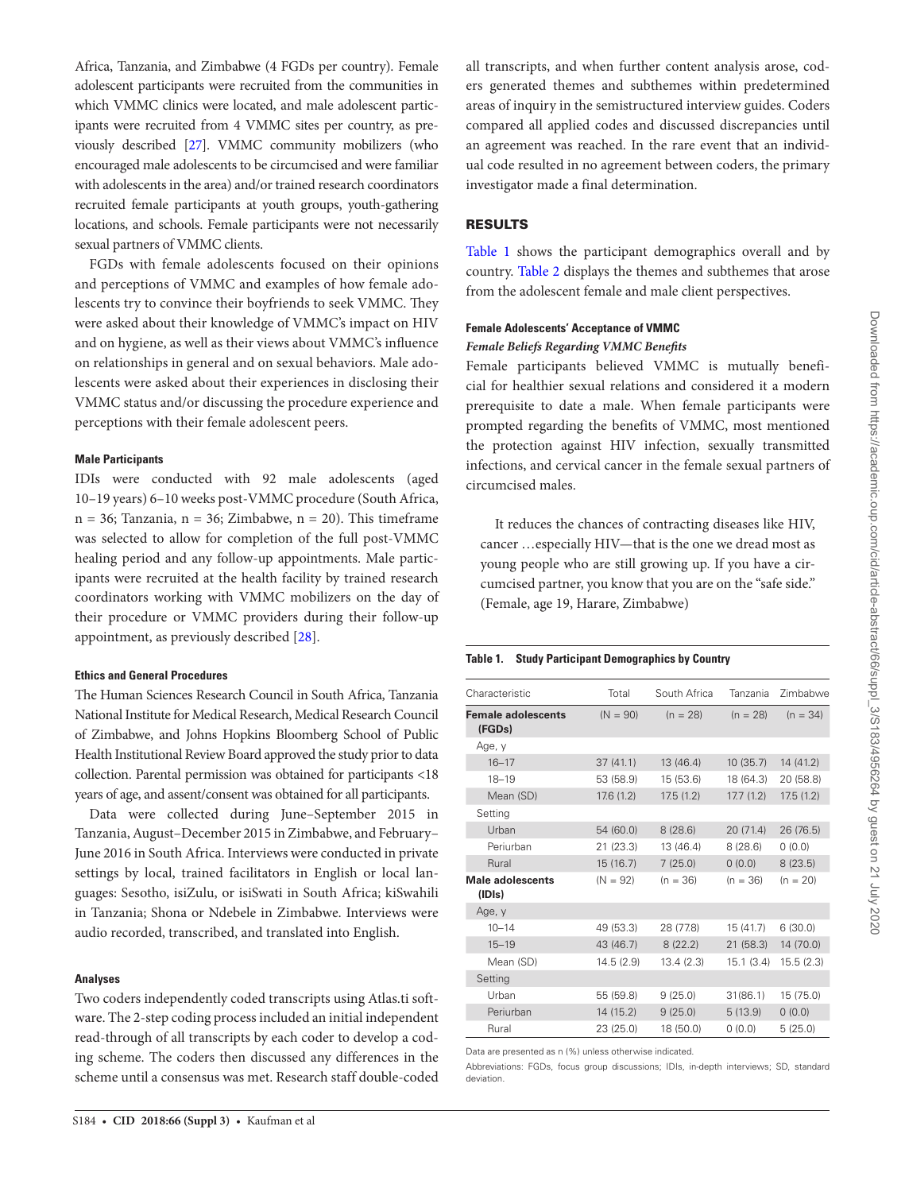Africa, Tanzania, and Zimbabwe (4 FGDs per country). Female adolescent participants were recruited from the communities in which VMMC clinics were located, and male adolescent participants were recruited from 4 VMMC sites per country, as previously described [27]. VMMC community mobilizers (who encouraged male adolescents to be circumcised and were familiar with adolescents in the area) and/or trained research coordinators recruited female participants at youth groups, youth-gathering locations, and schools. Female participants were not necessarily sexual partners of VMMC clients.

FGDs with female adolescents focused on their opinions and perceptions of VMMC and examples of how female adolescents try to convince their boyfriends to seek VMMC. They were asked about their knowledge of VMMC's impact on HIV and on hygiene, as well as their views about VMMC's influence on relationships in general and on sexual behaviors. Male adolescents were asked about their experiences in disclosing their VMMC status and/or discussing the procedure experience and perceptions with their female adolescent peers.

#### Male Participants

IDIs were conducted with 92 male adolescents (aged 10–19 years) 6–10 weeks post-VMMC procedure (South Africa, n = 36; Tanzania, n = 36; Zimbabwe, n = 20). This timeframe was selected to allow for completion of the full post-VMMC healing period and any follow-up appointments. Male participants were recruited at the health facility by trained research coordinators working with VMMC mobilizers on the day of their procedure or VMMC providers during their follow-up appointment, as previously described [28].

#### Ethics and General Procedures

The Human Sciences Research Council in South Africa, Tanzania National Institute for Medical Research, Medical Research Council of Zimbabwe, and Johns Hopkins Bloomberg School of Public Health Institutional Review Board approved the study prior to data collection. Parental permission was obtained for participants <18 years of age, and assent/consent was obtained for all participants.

Data were collected during June–September 2015 in Tanzania, August–December 2015 in Zimbabwe, and February–June 2016 in South Africa. Interviews were conducted in private settings by local, trained facilitators in English or local languages: Sesotho, isiZulu, or isiSwati in South Africa; kiSwahili in Tanzania; Shona or Ndebele in Zimbabwe. Interviews were audio recorded, transcribed, and translated into English.

#### Analyses

Two coders independently coded transcripts using Atlas.ti software. The 2-step coding process included an initial independent read-through of all transcripts by each coder to develop a coding scheme. The coders then discussed any differences in the scheme until a consensus was met. Research staff double-coded all transcripts, and when further content analysis arose, coders generated themes and subthemes within predetermined areas of inquiry in the semistructured interview guides. Coders compared all applied codes and discussed discrepancies until an agreement was reached. In the rare event that an individual code resulted in no agreement between coders, the primary investigator made a final determination.

## RESULTS

Table 1 shows the participant demographics overall and by country. Table 2 displays the themes and subthemes that arose from the adolescent female and male client perspectives.

#### Female Adolescents' Acceptance of VMMC

*Female Beliefs Regarding VMMC Benefits*

Female participants believed VMMC is mutually beneficial for healthier sexual relations and considered it a modern prerequisite to date a male. When female participants were prompted regarding the benefits of VMMC, most mentioned the protection against HIV infection, sexually transmitted infections, and cervical cancer in the female sexual partners of circumcised males.

> It reduces the chances of contracting diseases like HIV, cancer …especially HIV—that is the one we dread most as young people who are still growing up. If you have a circumcised partner, you know that you are on the "safe side." (Female, age 19, Harare, Zimbabwe)

**Table 1. Study Participant Demographics by Country**

| Characteristic | Total | South Africa | Tanzania | Zimbabwe |
|---|---|---|---|---|
| **Female adolescents (FGDs)** | (N = 90) | (n = 28) | (n = 28) | (n = 34) |
| Age, y | | | | |
| 16–17 | 37 (41.1) | 13 (46.4) | 10 (35.7) | 14 (41.2) |
| 18–19 | 53 (58.9) | 15 (53.6) | 18 (64.3) | 20 (58.8) |
| Mean (SD) | 17.6 (1.2) | 17.5 (1.2) | 17.7 (1.2) | 17.5 (1.2) |
| Setting | | | | |
| Urban | 54 (60.0) | 8 (28.6) | 20 (71.4) | 26 (76.5) |
| Periurban | 21 (23.3) | 13 (46.4) | 8 (28.6) | 0 (0.0) |
| Rural | 15 (16.7) | 7 (25.0) | 0 (0.0) | 8 (23.5) |
| **Male adolescents (IDIs)** | (N = 92) | (n = 36) | (n = 36) | (n = 20) |
| Age, y | | | | |
| 10–14 | 49 (53.3) | 28 (77.8) | 15 (41.7) | 6 (30.0) |
| 15–19 | 43 (46.7) | 8 (22.2) | 21 (58.3) | 14 (70.0) |
| Mean (SD) | 14.5 (2.9) | 13.4 (2.3) | 15.1 (3.4) | 15.5 (2.3) |
| Setting | | | | |
| Urban | 55 (59.8) | 9 (25.0) | 31(86.1) | 15 (75.0) |
| Periurban | 14 (15.2) | 9 (25.0) | 5 (13.9) | 0 (0.0) |
| Rural | 23 (25.0) | 18 (50.0) | 0 (0.0) | 5 (25.0) |

Data are presented as n (%) unless otherwise indicated.

Abbreviations: FGDs, focus group discussions; IDIs, in-depth interviews; SD, standard deviation.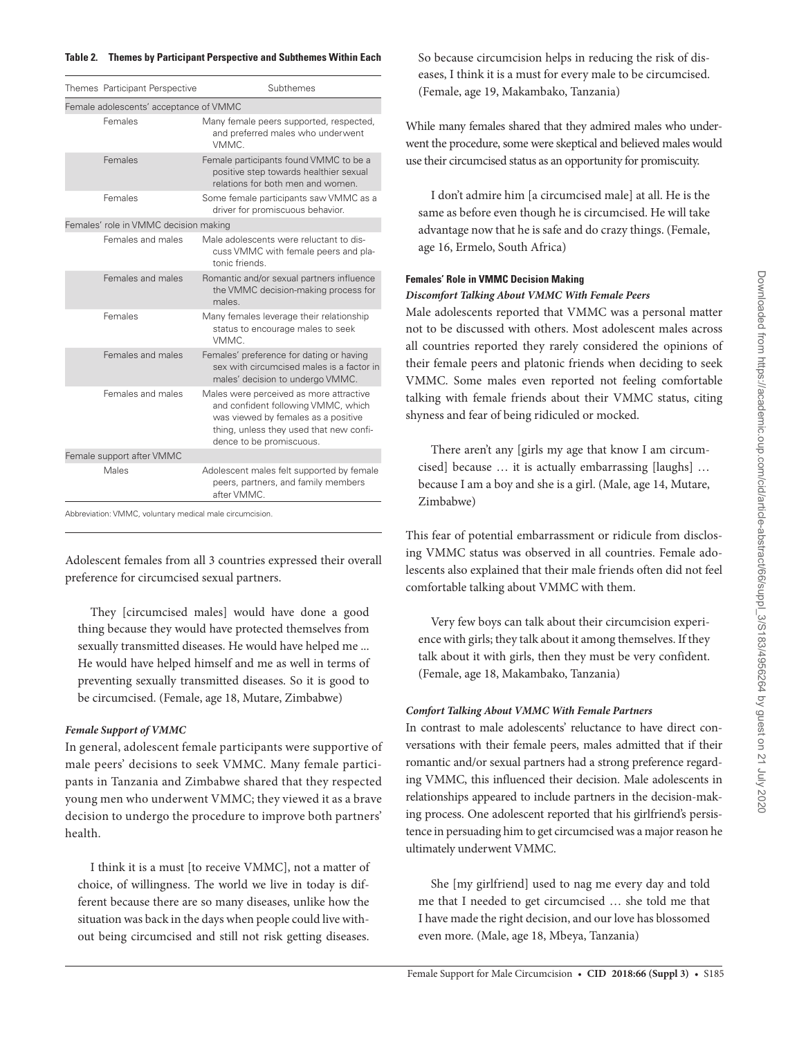**Table 2. Themes by Participant Perspective and Subthemes Within Each**

| Themes | Participant Perspective | Subthemes |
|---|---|---|
| Female adolescents' acceptance of VMMC | | |
| | Females | Many female peers supported, respected, and preferred males who underwent VMMC. |
| | Females | Female participants found VMMC to be a positive step towards healthier sexual relations for both men and women. |
| | Females | Some female participants saw VMMC as a driver for promiscuous behavior. |
| Females' role in VMMC decision making | | |
| | Females and males | Male adolescents were reluctant to discuss VMMC with female peers and platonic friends. |
| | Females and males | Romantic and/or sexual partners influence the VMMC decision-making process for males. |
| | Females | Many females leverage their relationship status to encourage males to seek VMMC. |
| | Females and males | Females' preference for dating or having sex with circumcised males is a factor in males' decision to undergo VMMC. |
| | Females and males | Males were perceived as more attractive and confident following VMMC, which was viewed by females as a positive thing, unless they used that new confidence to be promiscuous. |
| Female support after VMMC | | |
| | Males | Adolescent males felt supported by female peers, partners, and family members after VMMC. |

Abbreviation: VMMC, voluntary medical male circumcision.

Adolescent females from all 3 countries expressed their overall preference for circumcised sexual partners.

> They [circumcised males] would have done a good thing because they would have protected themselves from sexually transmitted diseases. He would have helped me ... He would have helped himself and me as well in terms of preventing sexually transmitted diseases. So it is good to be circumcised. (Female, age 18, Mutare, Zimbabwe)

#### *Female Support of VMMC*

In general, adolescent female participants were supportive of male peers' decisions to seek VMMC. Many female participants in Tanzania and Zimbabwe shared that they respected young men who underwent VMMC; they viewed it as a brave decision to undergo the procedure to improve both partners' health.

> I think it is a must [to receive VMMC], not a matter of choice, of willingness. The world we live in today is different because there are so many diseases, unlike how the situation was back in the days when people could live without being circumcised and still not risk getting diseases. So because circumcision helps in reducing the risk of diseases, I think it is a must for every male to be circumcised. (Female, age 19, Makambako, Tanzania)

While many females shared that they admired males who underwent the procedure, some were skeptical and believed males would use their circumcised status as an opportunity for promiscuity.

> I don't admire him [a circumcised male] at all. He is the same as before even though he is circumcised. He will take advantage now that he is safe and do crazy things. (Female, age 16, Ermelo, South Africa)

### **Females' Role in VMMC Decision Making**

#### *Discomfort Talking About VMMC With Female Peers*

Male adolescents reported that VMMC was a personal matter not to be discussed with others. Most adolescent males across all countries reported they rarely considered the opinions of their female peers and platonic friends when deciding to seek VMMC. Some males even reported not feeling comfortable talking with female friends about their VMMC status, citing shyness and fear of being ridiculed or mocked.

> There aren't any [girls my age that know I am circumcised] because … it is actually embarrassing [laughs] … because I am a boy and she is a girl. (Male, age 14, Mutare, Zimbabwe)

This fear of potential embarrassment or ridicule from disclosing VMMC status was observed in all countries. Female adolescents also explained that their male friends often did not feel comfortable talking about VMMC with them.

> Very few boys can talk about their circumcision experience with girls; they talk about it among themselves. If they talk about it with girls, then they must be very confident. (Female, age 18, Makambako, Tanzania)

#### *Comfort Talking About VMMC With Female Partners*

In contrast to male adolescents' reluctance to have direct conversations with their female peers, males admitted that if their romantic and/or sexual partners had a strong preference regarding VMMC, this influenced their decision. Male adolescents in relationships appeared to include partners in the decision-making process. One adolescent reported that his girlfriend's persistence in persuading him to get circumcised was a major reason he ultimately underwent VMMC.

> She [my girlfriend] used to nag me every day and told me that I needed to get circumcised … she told me that I have made the right decision, and our love has blossomed even more. (Male, age 18, Mbeya, Tanzania)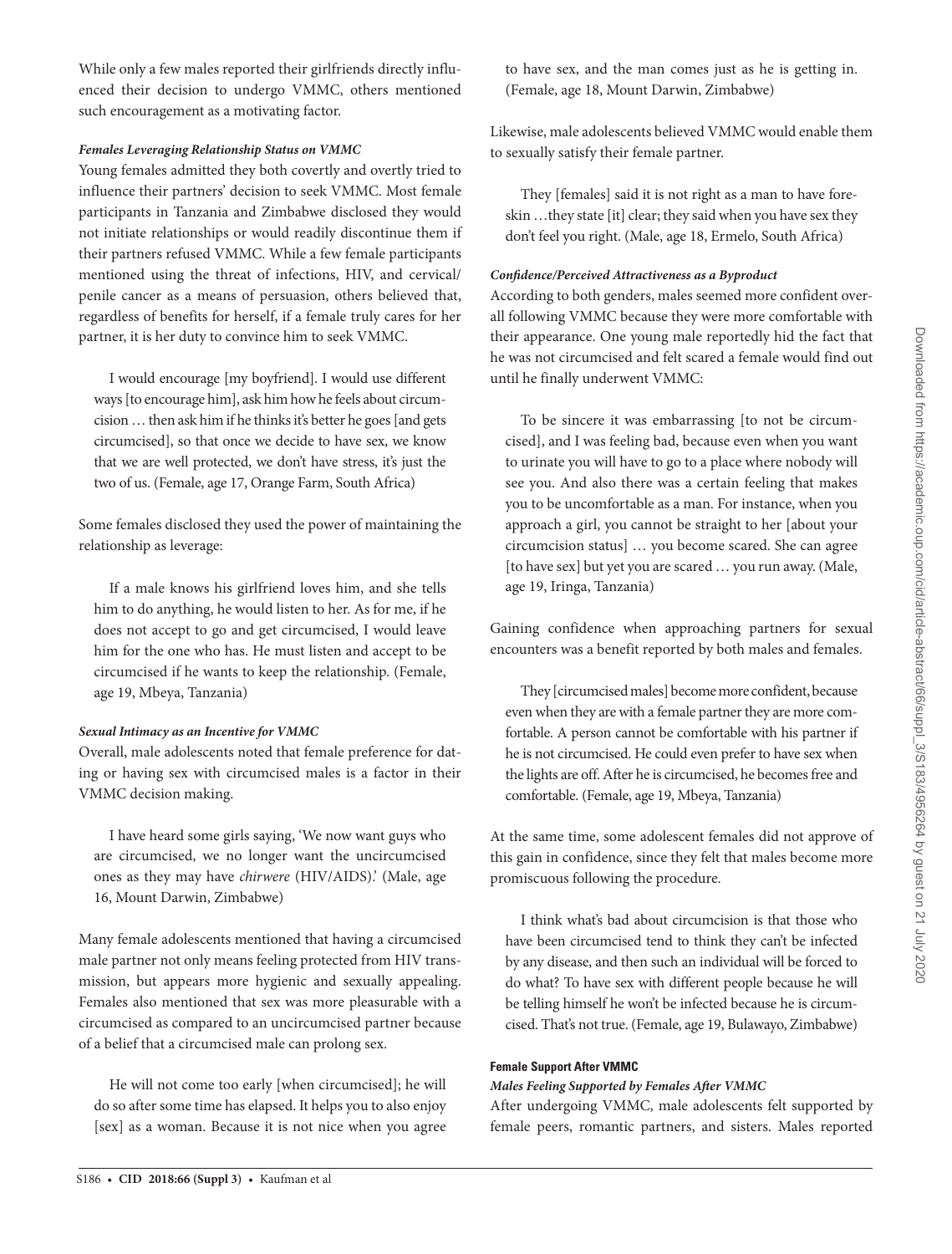While only a few males reported their girlfriends directly influenced their decision to undergo VMMC, others mentioned such encouragement as a motivating factor.

#### *Females Leveraging Relationship Status on VMMC*

Young females admitted they both covertly and overtly tried to influence their partners' decision to seek VMMC. Most female participants in Tanzania and Zimbabwe disclosed they would not initiate relationships or would readily discontinue them if their partners refused VMMC. While a few female participants mentioned using the threat of infections, HIV, and cervical/penile cancer as a means of persuasion, others believed that, regardless of benefits for herself, if a female truly cares for her partner, it is her duty to convince him to seek VMMC.

> I would encourage [my boyfriend]. I would use different ways [to encourage him], ask him how he feels about circumcision … then ask him if he thinks it's better he goes [and gets circumcised], so that once we decide to have sex, we know that we are well protected, we don't have stress, it's just the two of us. (Female, age 17, Orange Farm, South Africa)

Some females disclosed they used the power of maintaining the relationship as leverage:

> If a male knows his girlfriend loves him, and she tells him to do anything, he would listen to her. As for me, if he does not accept to go and get circumcised, I would leave him for the one who has. He must listen and accept to be circumcised if he wants to keep the relationship. (Female, age 19, Mbeya, Tanzania)

#### *Sexual Intimacy as an Incentive for VMMC*

Overall, male adolescents noted that female preference for dating or having sex with circumcised males is a factor in their VMMC decision making.

> I have heard some girls saying, 'We now want guys who are circumcised, we no longer want the uncircumcised ones as they may have *chirwere* (HIV/AIDS).' (Male, age 16, Mount Darwin, Zimbabwe)

Many female adolescents mentioned that having a circumcised male partner not only means feeling protected from HIV transmission, but appears more hygienic and sexually appealing. Females also mentioned that sex was more pleasurable with a circumcised as compared to an uncircumcised partner because of a belief that a circumcised male can prolong sex.

> He will not come too early [when circumcised]; he will do so after some time has elapsed. It helps you to also enjoy [sex] as a woman. Because it is not nice when you agree to have sex, and the man comes just as he is getting in. (Female, age 18, Mount Darwin, Zimbabwe)

Likewise, male adolescents believed VMMC would enable them to sexually satisfy their female partner.

> They [females] said it is not right as a man to have foreskin …they state [it] clear; they said when you have sex they don't feel you right. (Male, age 18, Ermelo, South Africa)

#### *Confidence/Perceived Attractiveness as a Byproduct*

According to both genders, males seemed more confident overall following VMMC because they were more comfortable with their appearance. One young male reportedly hid the fact that he was not circumcised and felt scared a female would find out until he finally underwent VMMC:

> To be sincere it was embarrassing [to not be circumcised], and I was feeling bad, because even when you want to urinate you will have to go to a place where nobody will see you. And also there was a certain feeling that makes you to be uncomfortable as a man. For instance, when you approach a girl, you cannot be straight to her [about your circumcision status] … you become scared. She can agree [to have sex] but yet you are scared … you run away. (Male, age 19, Iringa, Tanzania)

Gaining confidence when approaching partners for sexual encounters was a benefit reported by both males and females.

> They [circumcised males] become more confident, because even when they are with a female partner they are more comfortable. A person cannot be comfortable with his partner if he is not circumcised. He could even prefer to have sex when the lights are off. After he is circumcised, he becomes free and comfortable. (Female, age 19, Mbeya, Tanzania)

At the same time, some adolescent females did not approve of this gain in confidence, since they felt that males become more promiscuous following the procedure.

> I think what's bad about circumcision is that those who have been circumcised tend to think they can't be infected by any disease, and then such an individual will be forced to do what? To have sex with different people because he will be telling himself he won't be infected because he is circumcised. That's not true. (Female, age 19, Bulawayo, Zimbabwe)

### Female Support After VMMC

#### *Males Feeling Supported by Females After VMMC*

After undergoing VMMC, male adolescents felt supported by female peers, romantic partners, and sisters. Males reported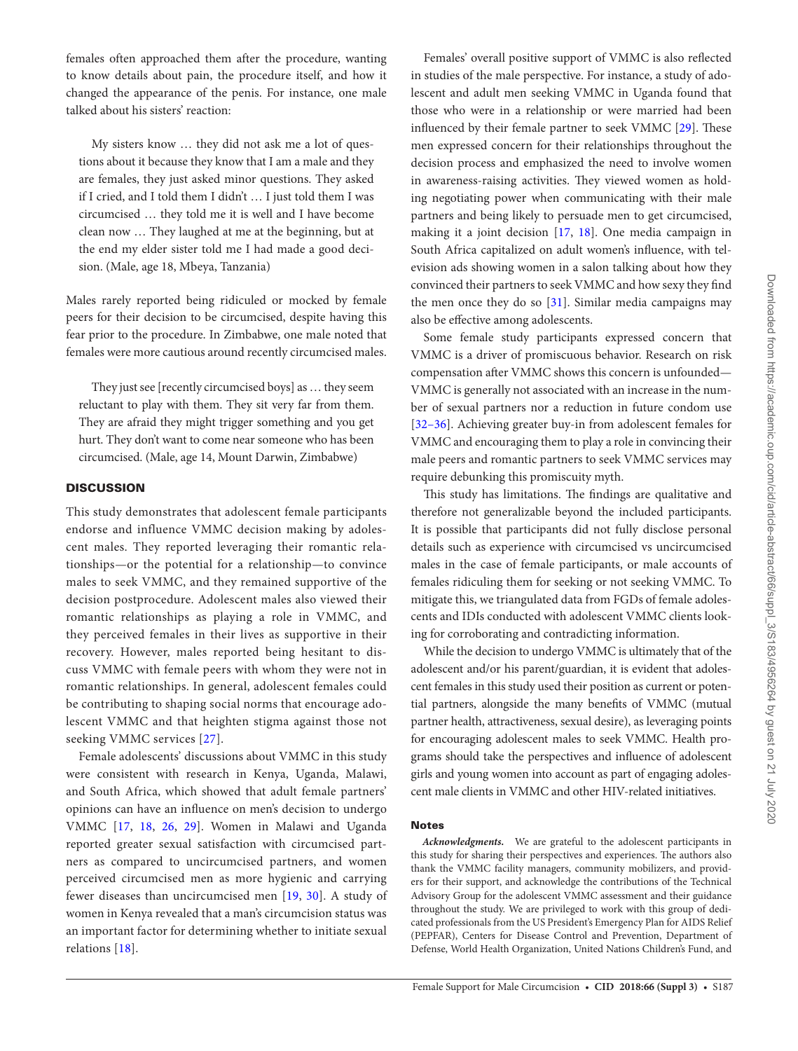females often approached them after the procedure, wanting to know details about pain, the procedure itself, and how it changed the appearance of the penis. For instance, one male talked about his sisters' reaction:

> My sisters know … they did not ask me a lot of questions about it because they know that I am a male and they are females, they just asked minor questions. They asked if I cried, and I told them I didn't … I just told them I was circumcised … they told me it is well and I have become clean now … They laughed at me at the beginning, but at the end my elder sister told me I had made a good decision. (Male, age 18, Mbeya, Tanzania)

Males rarely reported being ridiculed or mocked by female peers for their decision to be circumcised, despite having this fear prior to the procedure. In Zimbabwe, one male noted that females were more cautious around recently circumcised males.

> They just see [recently circumcised boys] as … they seem reluctant to play with them. They sit very far from them. They are afraid they might trigger something and you get hurt. They don't want to come near someone who has been circumcised. (Male, age 14, Mount Darwin, Zimbabwe)

## DISCUSSION

This study demonstrates that adolescent female participants endorse and influence VMMC decision making by adolescent males. They reported leveraging their romantic relationships—or the potential for a relationship—to convince males to seek VMMC, and they remained supportive of the decision postprocedure. Adolescent males also viewed their romantic relationships as playing a role in VMMC, and they perceived females in their lives as supportive in their recovery. However, males reported being hesitant to discuss VMMC with female peers with whom they were not in romantic relationships. In general, adolescent females could be contributing to shaping social norms that encourage adolescent VMMC and that heighten stigma against those not seeking VMMC services [27].

Female adolescents' discussions about VMMC in this study were consistent with research in Kenya, Uganda, Malawi, and South Africa, which showed that adult female partners' opinions can have an influence on men's decision to undergo VMMC [17, 18, 26, 29]. Women in Malawi and Uganda reported greater sexual satisfaction with circumcised partners as compared to uncircumcised partners, and women perceived circumcised men as more hygienic and carrying fewer diseases than uncircumcised men [19, 30]. A study of women in Kenya revealed that a man's circumcision status was an important factor for determining whether to initiate sexual relations [18].

Females' overall positive support of VMMC is also reflected in studies of the male perspective. For instance, a study of adolescent and adult men seeking VMMC in Uganda found that those who were in a relationship or were married had been influenced by their female partner to seek VMMC [29]. These men expressed concern for their relationships throughout the decision process and emphasized the need to involve women in awareness-raising activities. They viewed women as holding negotiating power when communicating with their male partners and being likely to persuade men to get circumcised, making it a joint decision [17, 18]. One media campaign in South Africa capitalized on adult women's influence, with television ads showing women in a salon talking about how they convinced their partners to seek VMMC and how sexy they find the men once they do so [31]. Similar media campaigns may also be effective among adolescents.

Some female study participants expressed concern that VMMC is a driver of promiscuous behavior. Research on risk compensation after VMMC shows this concern is unfounded—VMMC is generally not associated with an increase in the number of sexual partners nor a reduction in future condom use [32–36]. Achieving greater buy-in from adolescent females for VMMC and encouraging them to play a role in convincing their male peers and romantic partners to seek VMMC services may require debunking this promiscuity myth.

This study has limitations. The findings are qualitative and therefore not generalizable beyond the included participants. It is possible that participants did not fully disclose personal details such as experience with circumcised vs uncircumcised males in the case of female participants, or male accounts of females ridiculing them for seeking or not seeking VMMC. To mitigate this, we triangulated data from FGDs of female adolescents and IDIs conducted with adolescent VMMC clients looking for corroborating and contradicting information.

While the decision to undergo VMMC is ultimately that of the adolescent and/or his parent/guardian, it is evident that adolescent females in this study used their position as current or potential partners, alongside the many benefits of VMMC (mutual partner health, attractiveness, sexual desire), as leveraging points for encouraging adolescent males to seek VMMC. Health programs should take the perspectives and influence of adolescent girls and young women into account as part of engaging adolescent male clients in VMMC and other HIV-related initiatives.

### Notes

***Acknowledgments.*** We are grateful to the adolescent participants in this study for sharing their perspectives and experiences. The authors also thank the VMMC facility managers, community mobilizers, and providers for their support, and acknowledge the contributions of the Technical Advisory Group for the adolescent VMMC assessment and their guidance throughout the study. We are privileged to work with this group of dedicated professionals from the US President's Emergency Plan for AIDS Relief (PEPFAR), Centers for Disease Control and Prevention, Department of Defense, World Health Organization, United Nations Children's Fund, and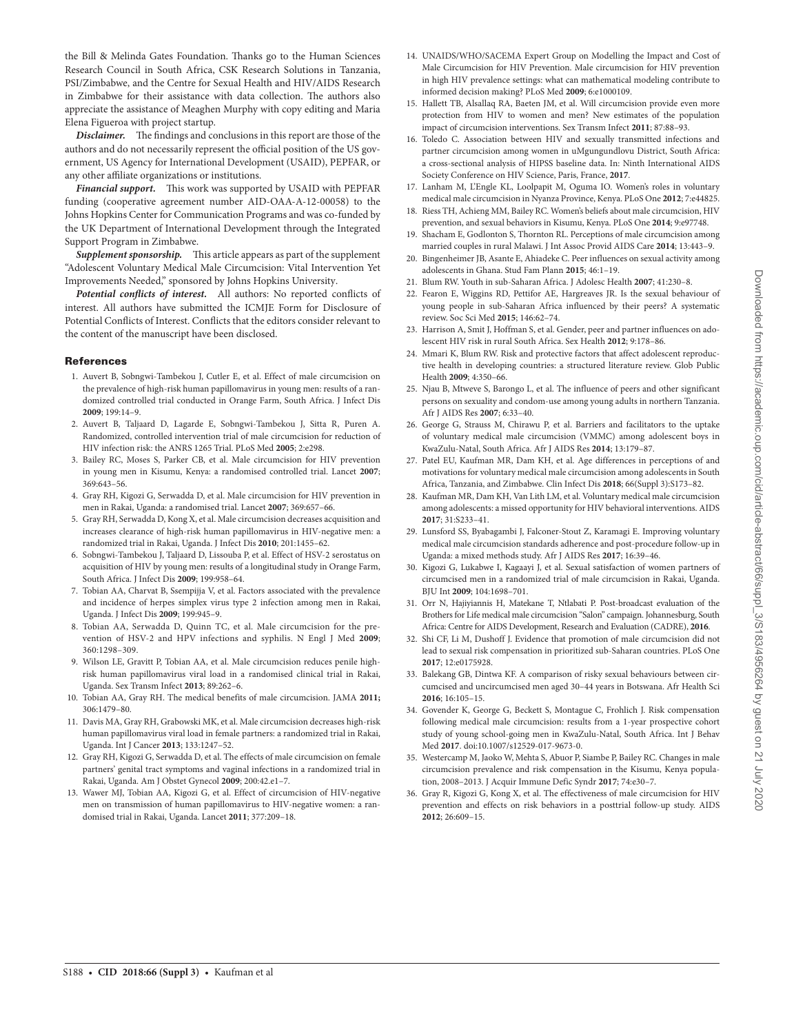the Bill & Melinda Gates Foundation. Thanks go to the Human Sciences Research Council in South Africa, CSK Research Solutions in Tanzania, PSI/Zimbabwe, and the Centre for Sexual Health and HIV/AIDS Research in Zimbabwe for their assistance with data collection. The authors also appreciate the assistance of Meaghen Murphy with copy editing and Maria Elena Figueroa with project startup.

***Disclaimer.*** The findings and conclusions in this report are those of the authors and do not necessarily represent the official position of the US government, US Agency for International Development (USAID), PEPFAR, or any other affiliate organizations or institutions.

***Financial support.*** This work was supported by USAID with PEPFAR funding (cooperative agreement number AID-OAA-A-12-00058) to the Johns Hopkins Center for Communication Programs and was co-funded by the UK Department of International Development through the Integrated Support Program in Zimbabwe.

***Supplement sponsorship.*** This article appears as part of the supplement "Adolescent Voluntary Medical Male Circumcision: Vital Intervention Yet Improvements Needed," sponsored by Johns Hopkins University.

***Potential conflicts of interest.*** All authors: No reported conflicts of interest. All authors have submitted the ICMJE Form for Disclosure of Potential Conflicts of Interest. Conflicts that the editors consider relevant to the content of the manuscript have been disclosed.

## References

1. Auvert B, Sobngwi-Tambekou J, Cutler E, et al. Effect of male circumcision on the prevalence of high-risk human papillomavirus in young men: results of a randomized controlled trial conducted in Orange Farm, South Africa. J Infect Dis **2009**; 199:14–9.
2. Auvert B, Taljaard D, Lagarde E, Sobngwi-Tambekou J, Sitta R, Puren A. Randomized, controlled intervention trial of male circumcision for reduction of HIV infection risk: the ANRS 1265 Trial. PLoS Med **2005**; 2:e298.
3. Bailey RC, Moses S, Parker CB, et al. Male circumcision for HIV prevention in young men in Kisumu, Kenya: a randomised controlled trial. Lancet **2007**; 369:643–56.
4. Gray RH, Kigozi G, Serwadda D, et al. Male circumcision for HIV prevention in men in Rakai, Uganda: a randomised trial. Lancet **2007**; 369:657–66.
5. Gray RH, Serwadda D, Kong X, et al. Male circumcision decreases acquisition and increases clearance of high-risk human papillomavirus in HIV-negative men: a randomized trial in Rakai, Uganda. J Infect Dis **2010**; 201:1455–62.
6. Sobngwi-Tambekou J, Taljaard D, Lissouba P, et al. Effect of HSV-2 serostatus on acquisition of HIV by young men: results of a longitudinal study in Orange Farm, South Africa. J Infect Dis **2009**; 199:958–64.
7. Tobian AA, Charvat B, Ssempijja V, et al. Factors associated with the prevalence and incidence of herpes simplex virus type 2 infection among men in Rakai, Uganda. J Infect Dis **2009**; 199:945–9.
8. Tobian AA, Serwadda D, Quinn TC, et al. Male circumcision for the prevention of HSV-2 and HPV infections and syphilis. N Engl J Med **2009**; 360:1298–309.
9. Wilson LE, Gravitt P, Tobian AA, et al. Male circumcision reduces penile high-risk human papillomavirus viral load in a randomised clinical trial in Rakai, Uganda. Sex Transm Infect **2013**; 89:262–6.
10. Tobian AA, Gray RH. The medical benefits of male circumcision. JAMA **2011;** 306:1479–80.
11. Davis MA, Gray RH, Grabowski MK, et al. Male circumcision decreases high-risk human papillomavirus viral load in female partners: a randomized trial in Rakai, Uganda. Int J Cancer **2013**; 133:1247–52.
12. Gray RH, Kigozi G, Serwadda D, et al. The effects of male circumcision on female partners' genital tract symptoms and vaginal infections in a randomized trial in Rakai, Uganda. Am J Obstet Gynecol **2009**; 200:42.e1–7.
13. Wawer MJ, Tobian AA, Kigozi G, et al. Effect of circumcision of HIV-negative men on transmission of human papillomavirus to HIV-negative women: a randomised trial in Rakai, Uganda. Lancet **2011**; 377:209–18.
14. UNAIDS/WHO/SACEMA Expert Group on Modelling the Impact and Cost of Male Circumcision for HIV Prevention. Male circumcision for HIV prevention in high HIV prevalence settings: what can mathematical modeling contribute to informed decision making? PLoS Med **2009**; 6:e1000109.
15. Hallett TB, Alsallaq RA, Baeten JM, et al. Will circumcision provide even more protection from HIV to women and men? New estimates of the population impact of circumcision interventions. Sex Transm Infect **2011**; 87:88–93.
16. Toledo C. Association between HIV and sexually transmitted infections and partner circumcision among women in uMgungundlovu District, South Africa: a cross-sectional analysis of HIPSS baseline data. In: Ninth International AIDS Society Conference on HIV Science, Paris, France, **2017**.
17. Lanham M, L'Engle KL, Loolpapit M, Oguma IO. Women's roles in voluntary medical male circumcision in Nyanza Province, Kenya. PLoS One **2012**; 7:e44825.
18. Riess TH, Achieng MM, Bailey RC. Women's beliefs about male circumcision, HIV prevention, and sexual behaviors in Kisumu, Kenya. PLoS One **2014**; 9:e97748.
19. Shacham E, Godlonton S, Thornton RL. Perceptions of male circumcision among married couples in rural Malawi. J Int Assoc Provid AIDS Care **2014**; 13:443–9.
20. Bingenheimer JB, Asante E, Ahiadeke C. Peer influences on sexual activity among adolescents in Ghana. Stud Fam Plann **2015**; 46:1–19.
21. Blum RW. Youth in sub-Saharan Africa. J Adolesc Health **2007**; 41:230–8.
22. Fearon E, Wiggins RD, Pettifor AE, Hargreaves JR. Is the sexual behaviour of young people in sub-Saharan Africa influenced by their peers? A systematic review. Soc Sci Med **2015**; 146:62–74.
23. Harrison A, Smit J, Hoffman S, et al. Gender, peer and partner influences on adolescent HIV risk in rural South Africa. Sex Health **2012**; 9:178–86.
24. Mmari K, Blum RW. Risk and protective factors that affect adolescent reproductive health in developing countries: a structured literature review. Glob Public Health **2009**; 4:350–66.
25. Njau B, Mtweve S, Barongo L, et al. The influence of peers and other significant persons on sexuality and condom-use among young adults in northern Tanzania. Afr J AIDS Res **2007**; 6:33–40.
26. George G, Strauss M, Chirawu P, et al. Barriers and facilitators to the uptake of voluntary medical male circumcision (VMMC) among adolescent boys in KwaZulu-Natal, South Africa. Afr J AIDS Res **2014**; 13:179–87.
27. Patel EU, Kaufman MR, Dam KH, et al. Age differences in perceptions of and motivations for voluntary medical male circumcision among adolescents in South Africa, Tanzania, and Zimbabwe. Clin Infect Dis **2018**; 66(Suppl 3):S173–82.
28. Kaufman MR, Dam KH, Van Lith LM, et al. Voluntary medical male circumcision among adolescents: a missed opportunity for HIV behavioral interventions. AIDS **2017**; 31:S233–41.
29. Lunsford SS, Byabagambi J, Falconer-Stout Z, Karamagi E. Improving voluntary medical male circumcision standards adherence and post-procedure follow-up in Uganda: a mixed methods study. Afr J AIDS Res **2017**; 16:39–46.
30. Kigozi G, Lukabwe I, Kagaayi J, et al. Sexual satisfaction of women partners of circumcised men in a randomized trial of male circumcision in Rakai, Uganda. BJU Int **2009**; 104:1698–701.
31. Orr N, Hajiyiannis H, Matekane T, Ntlabati P. Post-broadcast evaluation of the Brothers for Life medical male circumcision "Salon" campaign. Johannesburg, South Africa: Centre for AIDS Development, Research and Evaluation (CADRE), **2016**.
32. Shi CF, Li M, Dushoff J. Evidence that promotion of male circumcision did not lead to sexual risk compensation in prioritized sub-Saharan countries. PLoS One **2017**; 12:e0175928.
33. Balekang GB, Dintwa KF. A comparison of risky sexual behaviours between circumcised and uncircumcised men aged 30–44 years in Botswana. Afr Health Sci **2016**; 16:105–15.
34. Govender K, George G, Beckett S, Montague C, Frohlich J. Risk compensation following medical male circumcision: results from a 1-year prospective cohort study of young school-going men in KwaZulu-Natal, South Africa. Int J Behav Med **2017**. doi:10.1007/s12529-017-9673-0.
35. Westercamp M, Jaoko W, Mehta S, Abuor P, Siambe P, Bailey RC. Changes in male circumcision prevalence and risk compensation in the Kisumu, Kenya population, 2008–2013. J Acquir Immune Defic Syndr **2017**; 74:e30–7.
36. Gray R, Kigozi G, Kong X, et al. The effectiveness of male circumcision for HIV prevention and effects on risk behaviors in a posttrial follow-up study. AIDS **2012**; 26:609–15.